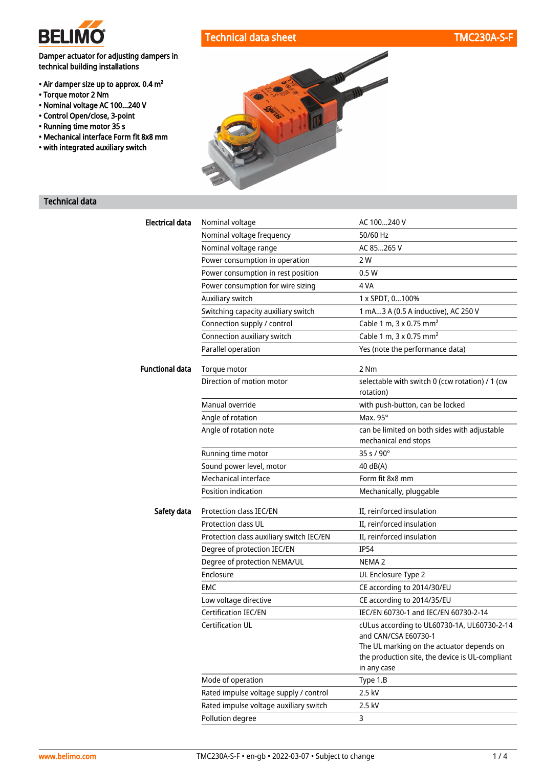# Technical data sheet TMC230A-S-F

**Damper actuator for adjusting dampers in technical building installations**

- Air damper size up to approx. 0.4 m²
- Torque motor 2 Nm
- Nominal voltage AC 100...240 V
- Control Open/close, 3-point
- Running time motor 35 s
- Mechanical interface Form fit 8x8 mm
- with integrated auxiliary switch

## Technical data

| | | |
|---|---|---|
| **Electrical data** | Nominal voltage | AC 100...240 V |
| | Nominal voltage frequency | 50/60 Hz |
| | Nominal voltage range | AC 85...265 V |
| | Power consumption in operation | 2 W |
| | Power consumption in rest position | 0.5 W |
| | Power consumption for wire sizing | 4 VA |
| | Auxiliary switch | 1 x SPDT, 0...100% |
| | Switching capacity auxiliary switch | 1 mA...3 A (0.5 A inductive), AC 250 V |
| | Connection supply / control | Cable 1 m, 3 x 0.75 mm² |
| | Connection auxiliary switch | Cable 1 m, 3 x 0.75 mm² |
| | Parallel operation | Yes (note the performance data) |
| **Functional data** | Torque motor | 2 Nm |
| | Direction of motion motor | selectable with switch 0 (ccw rotation) / 1 (cw rotation) |
| | Manual override | with push-button, can be locked |
| | Angle of rotation | Max. 95° |
| | Angle of rotation note | can be limited on both sides with adjustable mechanical end stops |
| | Running time motor | 35 s / 90° |
| | Sound power level, motor | 40 dB(A) |
| | Mechanical interface | Form fit 8x8 mm |
| | Position indication | Mechanically, pluggable |
| **Safety data** | Protection class IEC/EN | II, reinforced insulation |
| | Protection class UL | II, reinforced insulation |
| | Protection class auxiliary switch IEC/EN | II, reinforced insulation |
| | Degree of protection IEC/EN | IP54 |
| | Degree of protection NEMA/UL | NEMA 2 |
| | Enclosure | UL Enclosure Type 2 |
| | EMC | CE according to 2014/30/EU |
| | Low voltage directive | CE according to 2014/35/EU |
| | Certification IEC/EN | IEC/EN 60730-1 and IEC/EN 60730-2-14 |
| | Certification UL | cULus according to UL60730-1A, UL60730-2-14 and CAN/CSA E60730-1<br>The UL marking on the actuator depends on the production site, the device is UL-compliant in any case |
| | Mode of operation | Type 1.B |
| | Rated impulse voltage supply / control | 2.5 kV |
| | Rated impulse voltage auxiliary switch | 2.5 kV |
| | Pollution degree | 3 |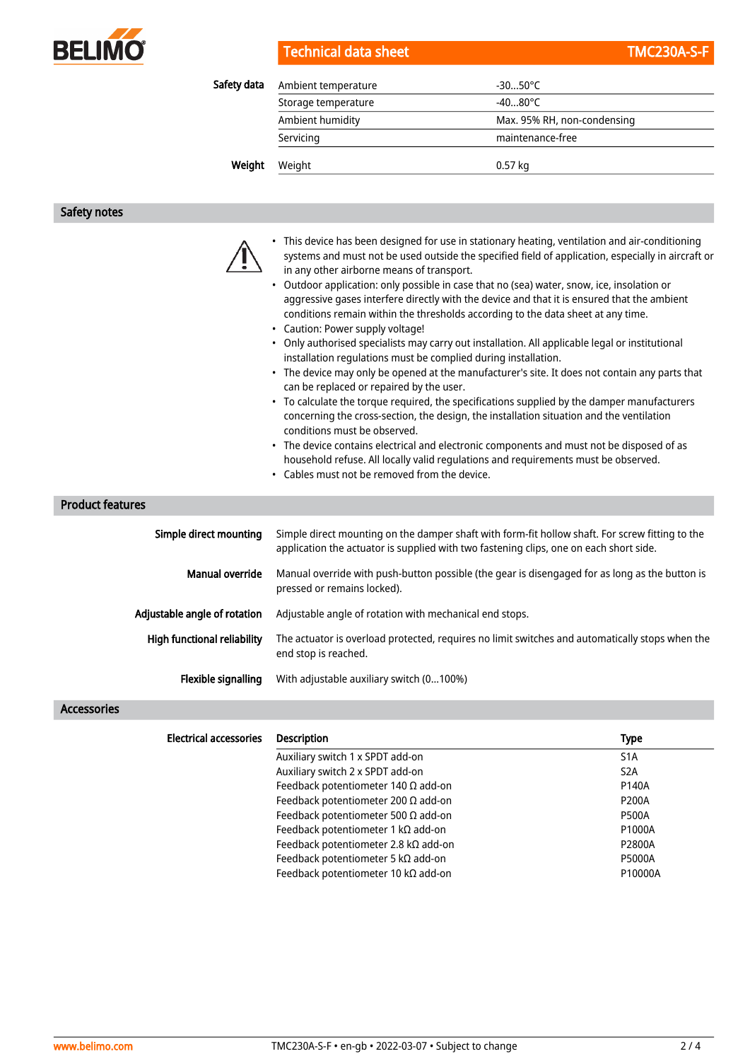| Safety data | | |
|---|---|---|
| | Ambient temperature | -30...50°C |
| | Storage temperature | -40...80°C |
| | Ambient humidity | Max. 95% RH, non-condensing |
| | Servicing | maintenance-free |
| **Weight** | Weight | 0.57 kg |

## Safety notes

- This device has been designed for use in stationary heating, ventilation and air-conditioning systems and must not be used outside the specified field of application, especially in aircraft or in any other airborne means of transport.
- Outdoor application: only possible in case that no (sea) water, snow, ice, insolation or aggressive gases interfere directly with the device and that it is ensured that the ambient conditions remain within the thresholds according to the data sheet at any time.
- Caution: Power supply voltage!
- Only authorised specialists may carry out installation. All applicable legal or institutional installation regulations must be complied during installation.
- The device may only be opened at the manufacturer's site. It does not contain any parts that can be replaced or repaired by the user.
- To calculate the torque required, the specifications supplied by the damper manufacturers concerning the cross-section, the design, the installation situation and the ventilation conditions must be observed.
- The device contains electrical and electronic components and must not be disposed of as household refuse. All locally valid regulations and requirements must be observed.
- Cables must not be removed from the device.

## Product features

**Simple direct mounting**
Simple direct mounting on the damper shaft with form-fit hollow shaft. For screw fitting to the application the actuator is supplied with two fastening clips, one on each short side.

**Manual override**
Manual override with push-button possible (the gear is disengaged for as long as the button is pressed or remains locked).

**Adjustable angle of rotation**
Adjustable angle of rotation with mechanical end stops.

**High functional reliability**
The actuator is overload protected, requires no limit switches and automatically stops when the end stop is reached.

**Flexible signalling**
With adjustable auxiliary switch (0...100%)

## Accessories

**Electrical accessories**

| Description | Type |
|---|---|
| Auxiliary switch 1 x SPDT add-on | S1A |
| Auxiliary switch 2 x SPDT add-on | S2A |
| Feedback potentiometer 140 Ω add-on | P140A |
| Feedback potentiometer 200 Ω add-on | P200A |
| Feedback potentiometer 500 Ω add-on | P500A |
| Feedback potentiometer 1 kΩ add-on | P1000A |
| Feedback potentiometer 2.8 kΩ add-on | P2800A |
| Feedback potentiometer 5 kΩ add-on | P5000A |
| Feedback potentiometer 10 kΩ add-on | P10000A |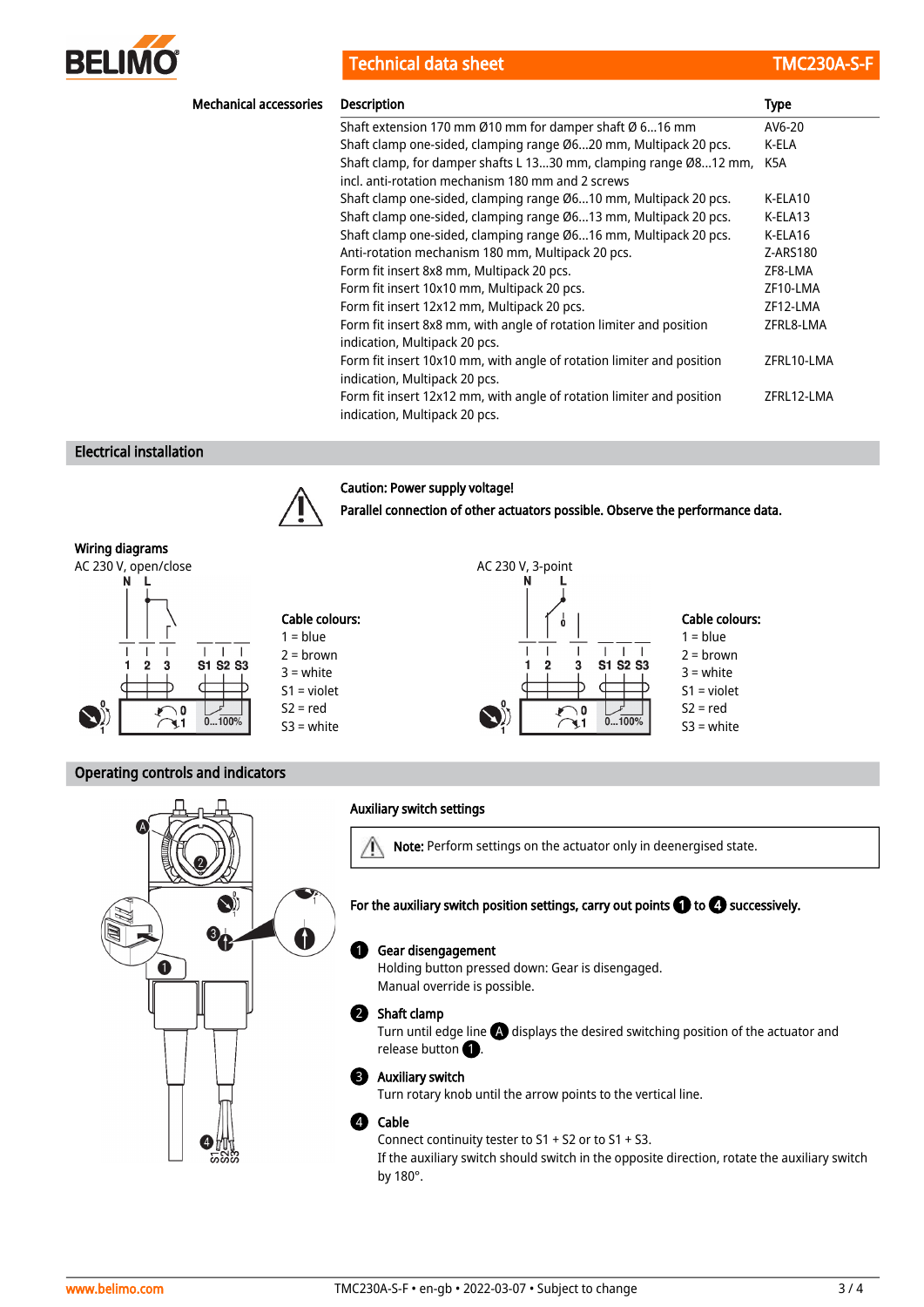## Mechanical accessories

| Description | Type |
|---|---|
| Shaft extension 170 mm Ø10 mm for damper shaft Ø 6...16 mm | AV6-20 |
| Shaft clamp one-sided, clamping range Ø6...20 mm, Multipack 20 pcs. | K-ELA |
| Shaft clamp, for damper shafts L 13...30 mm, clamping range Ø8...12 mm, incl. anti-rotation mechanism 180 mm and 2 screws | K5A |
| Shaft clamp one-sided, clamping range Ø6...10 mm, Multipack 20 pcs. | K-ELA10 |
| Shaft clamp one-sided, clamping range Ø6...13 mm, Multipack 20 pcs. | K-ELA13 |
| Shaft clamp one-sided, clamping range Ø6...16 mm, Multipack 20 pcs. | K-ELA16 |
| Anti-rotation mechanism 180 mm, Multipack 20 pcs. | Z-ARS180 |
| Form fit insert 8x8 mm, Multipack 20 pcs. | ZF8-LMA |
| Form fit insert 10x10 mm, Multipack 20 pcs. | ZF10-LMA |
| Form fit insert 12x12 mm, Multipack 20 pcs. | ZF12-LMA |
| Form fit insert 8x8 mm, with angle of rotation limiter and position indication, Multipack 20 pcs. | ZFRL8-LMA |
| Form fit insert 10x10 mm, with angle of rotation limiter and position indication, Multipack 20 pcs. | ZFRL10-LMA |
| Form fit insert 12x12 mm, with angle of rotation limiter and position indication, Multipack 20 pcs. | ZFRL12-LMA |

## Electrical installation

**Caution: Power supply voltage!**

**Parallel connection of other actuators possible. Observe the performance data.**

### Wiring diagrams

AC 230 V, open/close

N L

1 2 3 S1 S2 S3

0...100%

**Cable colours:**

1 = blue
2 = brown
3 = white
S1 = violet
S2 = red
S3 = white

AC 230 V, 3-point

N L

1 2 3 S1 S2 S3

0...100%

**Cable colours:**

1 = blue
2 = brown
3 = white
S1 = violet
S2 = red
S3 = white

## Operating controls and indicators

### Auxiliary switch settings

**Note:** Perform settings on the actuator only in deenergised state.

**For the auxiliary switch position settings, carry out points 1 to 4 successively.**

1. **Gear disengagement**
   Holding button pressed down: Gear is disengaged.
   Manual override is possible.

2. **Shaft clamp**
   Turn until edge line A displays the desired switching position of the actuator and release button 1.

3. **Auxiliary switch**
   Turn rotary knob until the arrow points to the vertical line.

4. **Cable**
   Connect continuity tester to S1 + S2 or to S1 + S3.
   If the auxiliary switch should switch in the opposite direction, rotate the auxiliary switch by 180°.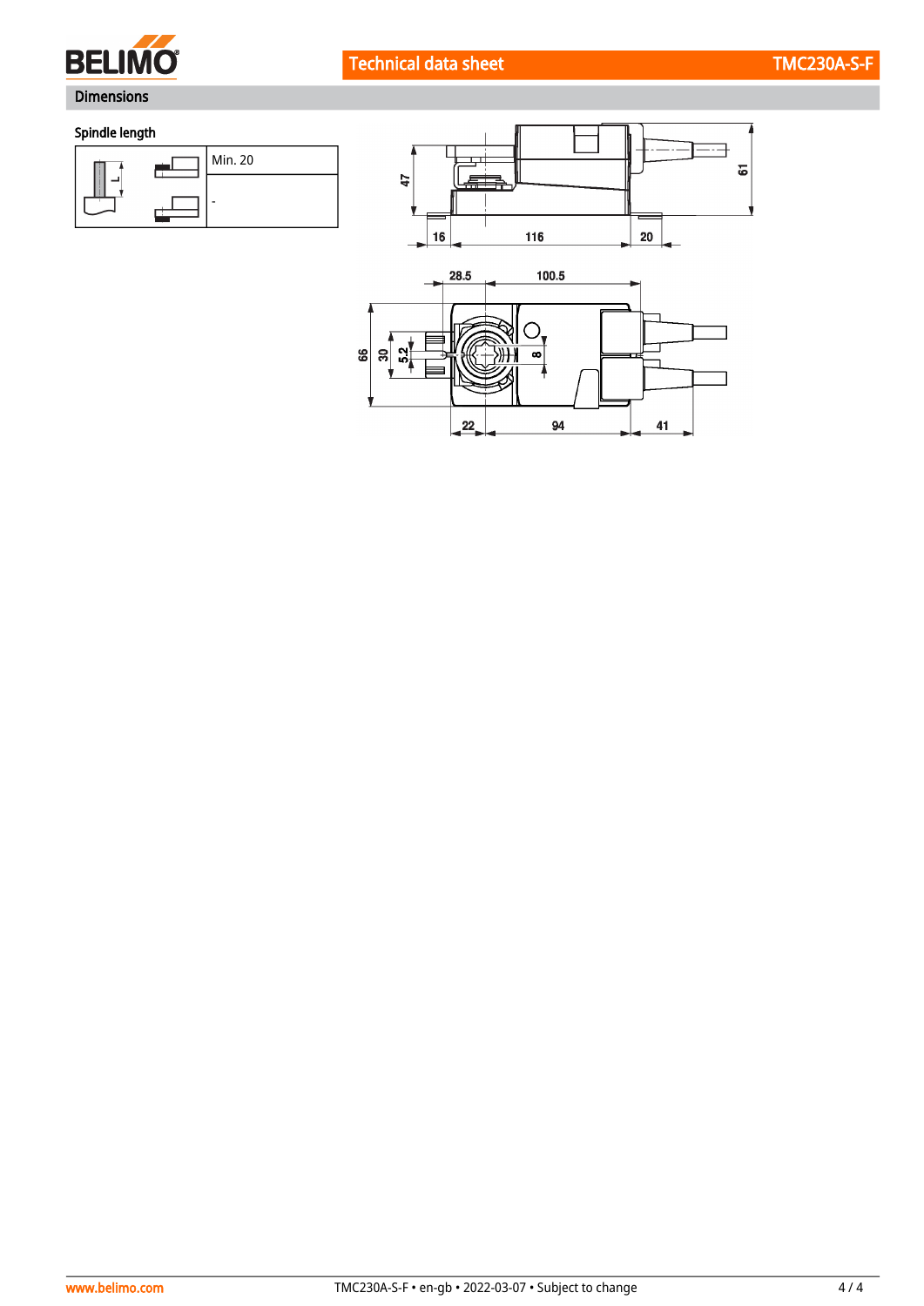## Dimensions

### Spindle length

| | |
|---|---|
| | Min. 20 |
| | - |

47

16

116

20

61

28.5

100.5

66

30

5.2

8

22

94

41